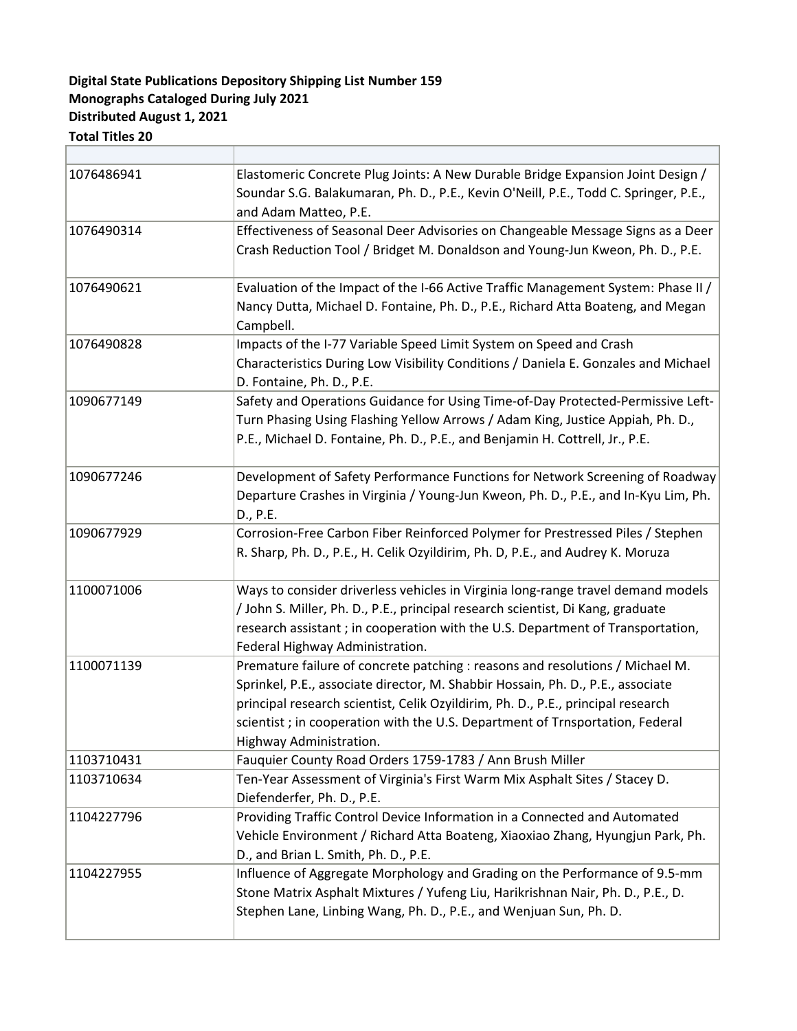**Digital State Publications Depository Shipping List Number 159**
**Monographs Cataloged During July 2021**
**Distributed August 1, 2021**
**Total Titles 20**

| | |
|---|---|
| 1076486941 | Elastomeric Concrete Plug Joints: A New Durable Bridge Expansion Joint Design / Soundar S.G. Balakumaran, Ph. D., P.E., Kevin O'Neill, P.E., Todd C. Springer, P.E., and Adam Matteo, P.E. |
| 1076490314 | Effectiveness of Seasonal Deer Advisories on Changeable Message Signs as a Deer Crash Reduction Tool / Bridget M. Donaldson and Young-Jun Kweon, Ph. D., P.E. |
| 1076490621 | Evaluation of the Impact of the I-66 Active Traffic Management System: Phase II / Nancy Dutta, Michael D. Fontaine, Ph. D., P.E., Richard Atta Boateng, and Megan Campbell. |
| 1076490828 | Impacts of the I-77 Variable Speed Limit System on Speed and Crash Characteristics During Low Visibility Conditions / Daniela E. Gonzales and Michael D. Fontaine, Ph. D., P.E. |
| 1090677149 | Safety and Operations Guidance for Using Time-of-Day Protected-Permissive Left-Turn Phasing Using Flashing Yellow Arrows / Adam King, Justice Appiah, Ph. D., P.E., Michael D. Fontaine, Ph. D., P.E., and Benjamin H. Cottrell, Jr., P.E. |
| 1090677246 | Development of Safety Performance Functions for Network Screening of Roadway Departure Crashes in Virginia / Young-Jun Kweon, Ph. D., P.E., and In-Kyu Lim, Ph. D., P.E. |
| 1090677929 | Corrosion-Free Carbon Fiber Reinforced Polymer for Prestressed Piles / Stephen R. Sharp, Ph. D., P.E., H. Celik Ozyildirim, Ph. D, P.E., and Audrey K. Moruza |
| 1100071006 | Ways to consider driverless vehicles in Virginia long-range travel demand models / John S. Miller, Ph. D., P.E., principal research scientist, Di Kang, graduate research assistant ; in cooperation with the U.S. Department of Transportation, Federal Highway Administration. |
| 1100071139 | Premature failure of concrete patching : reasons and resolutions / Michael M. Sprinkel, P.E., associate director, M. Shabbir Hossain, Ph. D., P.E., associate principal research scientist, Celik Ozyildirim, Ph. D., P.E., principal research scientist ; in cooperation with the U.S. Department of Trnsportation, Federal Highway Administration. |
| 1103710431 | Fauquier County Road Orders 1759-1783 / Ann Brush Miller |
| 1103710634 | Ten-Year Assessment of Virginia's First Warm Mix Asphalt Sites / Stacey D. Diefenderfer, Ph. D., P.E. |
| 1104227796 | Providing Traffic Control Device Information in a Connected and Automated Vehicle Environment / Richard Atta Boateng, Xiaoxiao Zhang, Hyungjun Park, Ph. D., and Brian L. Smith, Ph. D., P.E. |
| 1104227955 | Influence of Aggregate Morphology and Grading on the Performance of 9.5-mm Stone Matrix Asphalt Mixtures / Yufeng Liu, Harikrishnan Nair, Ph. D., P.E., D. Stephen Lane, Linbing Wang, Ph. D., P.E., and Wenjuan Sun, Ph. D. |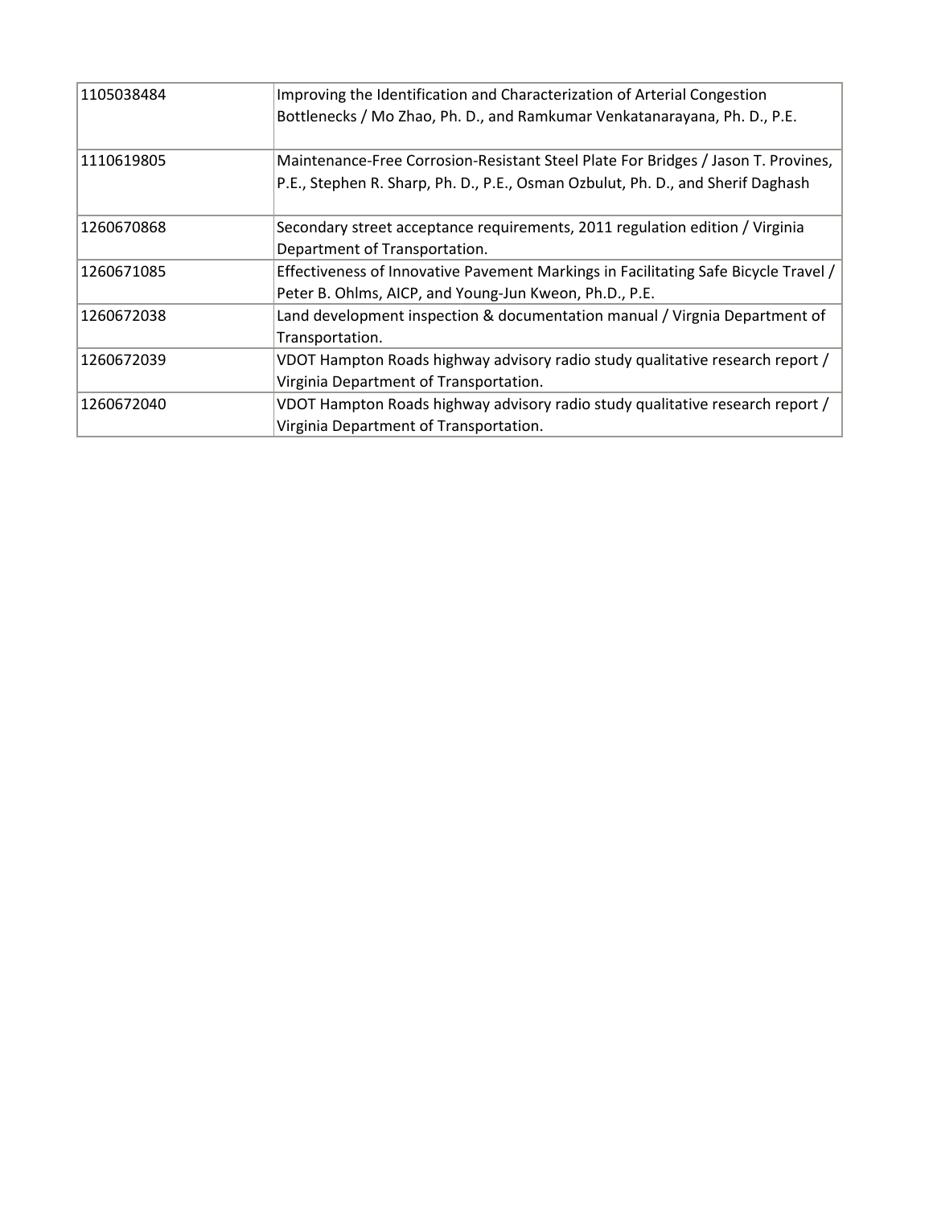| | |
|---|---|
| 1105038484 | Improving the Identification and Characterization of Arterial Congestion Bottlenecks / Mo Zhao, Ph. D., and Ramkumar Venkatanarayana, Ph. D., P.E. |
| 1110619805 | Maintenance-Free Corrosion-Resistant Steel Plate For Bridges / Jason T. Provines, P.E., Stephen R. Sharp, Ph. D., P.E., Osman Ozbulut, Ph. D., and Sherif Daghash |
| 1260670868 | Secondary street acceptance requirements, 2011 regulation edition / Virginia Department of Transportation. |
| 1260671085 | Effectiveness of Innovative Pavement Markings in Facilitating Safe Bicycle Travel / Peter B. Ohlms, AICP, and Young-Jun Kweon, Ph.D., P.E. |
| 1260672038 | Land development inspection & documentation manual / Virgnia Department of Transportation. |
| 1260672039 | VDOT Hampton Roads highway advisory radio study qualitative research report / Virginia Department of Transportation. |
| 1260672040 | VDOT Hampton Roads highway advisory radio study qualitative research report / Virginia Department of Transportation. |